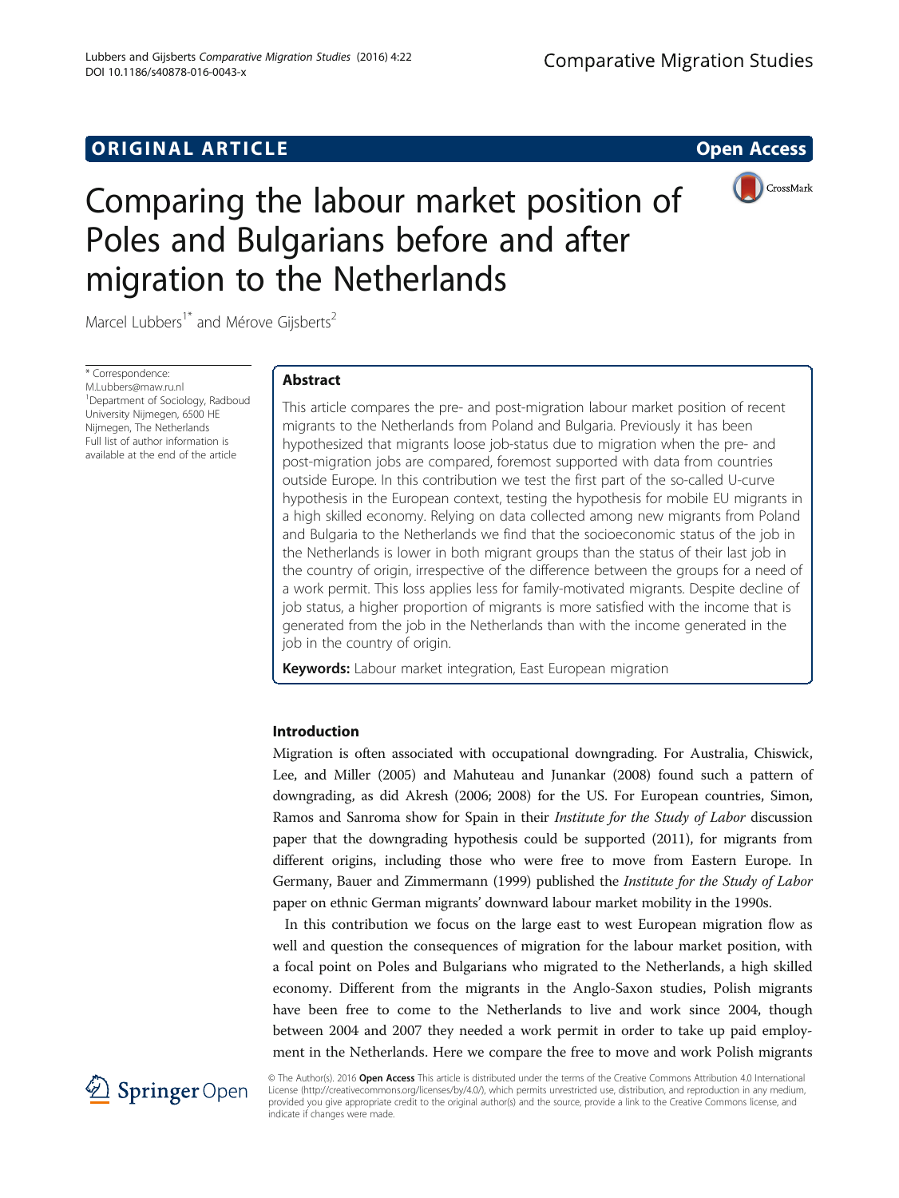ORIGINAL ARTICLE

Open Access

# Comparing the labour market position of Poles and Bulgarians before and after migration to the Netherlands

Marcel Lubbers[1*] and Mérove Gijsberts[2]

\* Correspondence: M.Lubbers@maw.ru.nl
[1]Department of Sociology, Radboud University Nijmegen, 6500 HE Nijmegen, The Netherlands
Full list of author information is available at the end of the article

## Abstract

This article compares the pre- and post-migration labour market position of recent migrants to the Netherlands from Poland and Bulgaria. Previously it has been hypothesized that migrants loose job-status due to migration when the pre- and post-migration jobs are compared, foremost supported with data from countries outside Europe. In this contribution we test the first part of the so-called U-curve hypothesis in the European context, testing the hypothesis for mobile EU migrants in a high skilled economy. Relying on data collected among new migrants from Poland and Bulgaria to the Netherlands we find that the socioeconomic status of the job in the Netherlands is lower in both migrant groups than the status of their last job in the country of origin, irrespective of the difference between the groups for a need of a work permit. This loss applies less for family-motivated migrants. Despite decline of job status, a higher proportion of migrants is more satisfied with the income that is generated from the job in the Netherlands than with the income generated in the job in the country of origin.

**Keywords:** Labour market integration, East European migration

## Introduction

Migration is often associated with occupational downgrading. For Australia, Chiswick, Lee, and Miller (2005) and Mahuteau and Junankar (2008) found such a pattern of downgrading, as did Akresh (2006; 2008) for the US. For European countries, Simon, Ramos and Sanroma show for Spain in their *Institute for the Study of Labor* discussion paper that the downgrading hypothesis could be supported (2011), for migrants from different origins, including those who were free to move from Eastern Europe. In Germany, Bauer and Zimmermann (1999) published the *Institute for the Study of Labor* paper on ethnic German migrants' downward labour market mobility in the 1990s.

In this contribution we focus on the large east to west European migration flow as well and question the consequences of migration for the labour market position, with a focal point on Poles and Bulgarians who migrated to the Netherlands, a high skilled economy. Different from the migrants in the Anglo-Saxon studies, Polish migrants have been free to come to the Netherlands to live and work since 2004, though between 2004 and 2007 they needed a work permit in order to take up paid employment in the Netherlands. Here we compare the free to move and work Polish migrants

© The Author(s). 2016 **Open Access** This article is distributed under the terms of the Creative Commons Attribution 4.0 International License (http://creativecommons.org/licenses/by/4.0/), which permits unrestricted use, distribution, and reproduction in any medium, provided you give appropriate credit to the original author(s) and the source, provide a link to the Creative Commons license, and indicate if changes were made.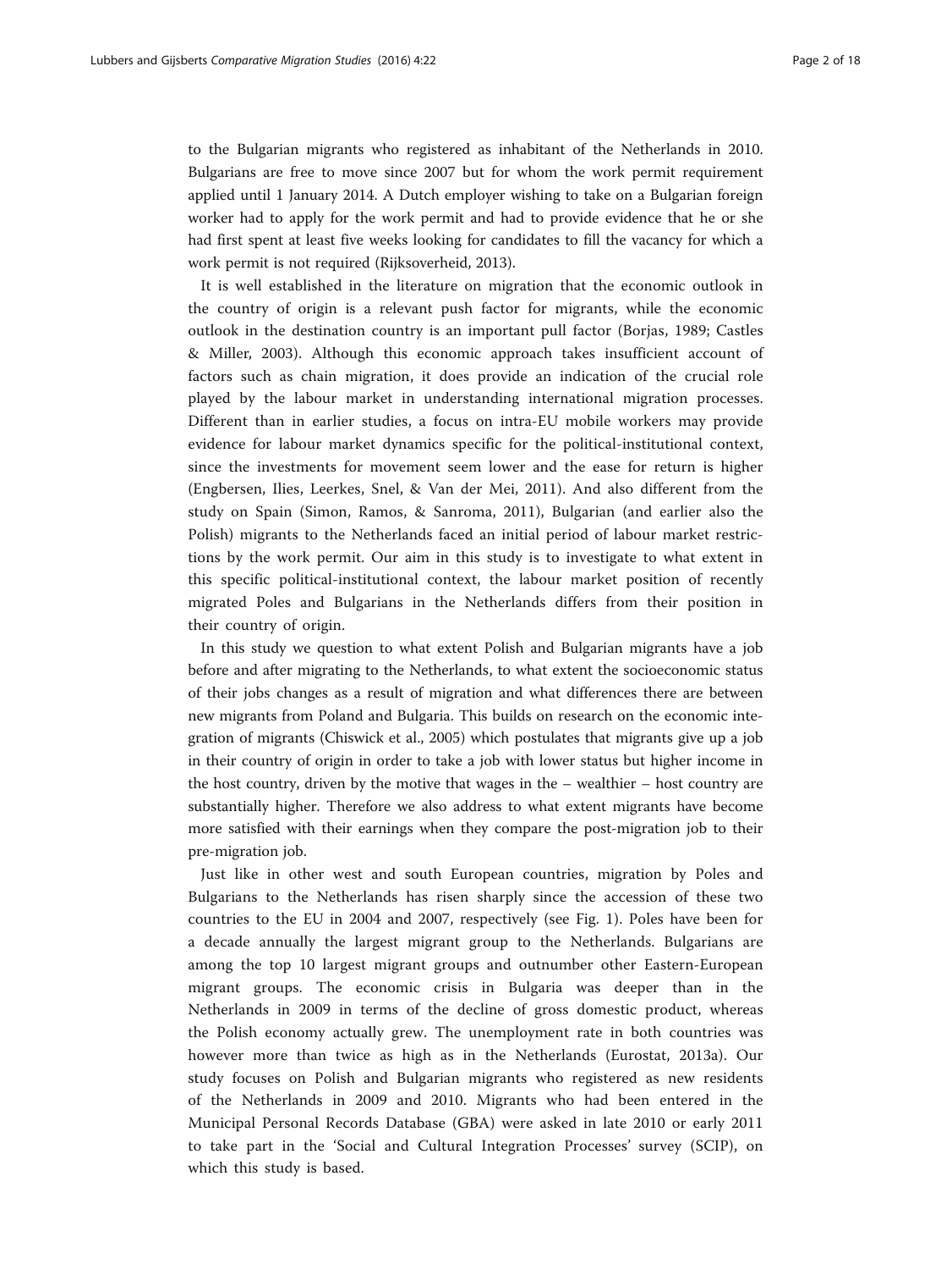to the Bulgarian migrants who registered as inhabitant of the Netherlands in 2010. Bulgarians are free to move since 2007 but for whom the work permit requirement applied until 1 January 2014. A Dutch employer wishing to take on a Bulgarian foreign worker had to apply for the work permit and had to provide evidence that he or she had first spent at least five weeks looking for candidates to fill the vacancy for which a work permit is not required (Rijksoverheid, 2013).

It is well established in the literature on migration that the economic outlook in the country of origin is a relevant push factor for migrants, while the economic outlook in the destination country is an important pull factor (Borjas, 1989; Castles & Miller, 2003). Although this economic approach takes insufficient account of factors such as chain migration, it does provide an indication of the crucial role played by the labour market in understanding international migration processes. Different than in earlier studies, a focus on intra-EU mobile workers may provide evidence for labour market dynamics specific for the political-institutional context, since the investments for movement seem lower and the ease for return is higher (Engbersen, Ilies, Leerkes, Snel, & Van der Mei, 2011). And also different from the study on Spain (Simon, Ramos, & Sanroma, 2011), Bulgarian (and earlier also the Polish) migrants to the Netherlands faced an initial period of labour market restrictions by the work permit. Our aim in this study is to investigate to what extent in this specific political-institutional context, the labour market position of recently migrated Poles and Bulgarians in the Netherlands differs from their position in their country of origin.

In this study we question to what extent Polish and Bulgarian migrants have a job before and after migrating to the Netherlands, to what extent the socioeconomic status of their jobs changes as a result of migration and what differences there are between new migrants from Poland and Bulgaria. This builds on research on the economic integration of migrants (Chiswick et al., 2005) which postulates that migrants give up a job in their country of origin in order to take a job with lower status but higher income in the host country, driven by the motive that wages in the – wealthier – host country are substantially higher. Therefore we also address to what extent migrants have become more satisfied with their earnings when they compare the post-migration job to their pre-migration job.

Just like in other west and south European countries, migration by Poles and Bulgarians to the Netherlands has risen sharply since the accession of these two countries to the EU in 2004 and 2007, respectively (see Fig. 1). Poles have been for a decade annually the largest migrant group to the Netherlands. Bulgarians are among the top 10 largest migrant groups and outnumber other Eastern-European migrant groups. The economic crisis in Bulgaria was deeper than in the Netherlands in 2009 in terms of the decline of gross domestic product, whereas the Polish economy actually grew. The unemployment rate in both countries was however more than twice as high as in the Netherlands (Eurostat, 2013a). Our study focuses on Polish and Bulgarian migrants who registered as new residents of the Netherlands in 2009 and 2010. Migrants who had been entered in the Municipal Personal Records Database (GBA) were asked in late 2010 or early 2011 to take part in the 'Social and Cultural Integration Processes' survey (SCIP), on which this study is based.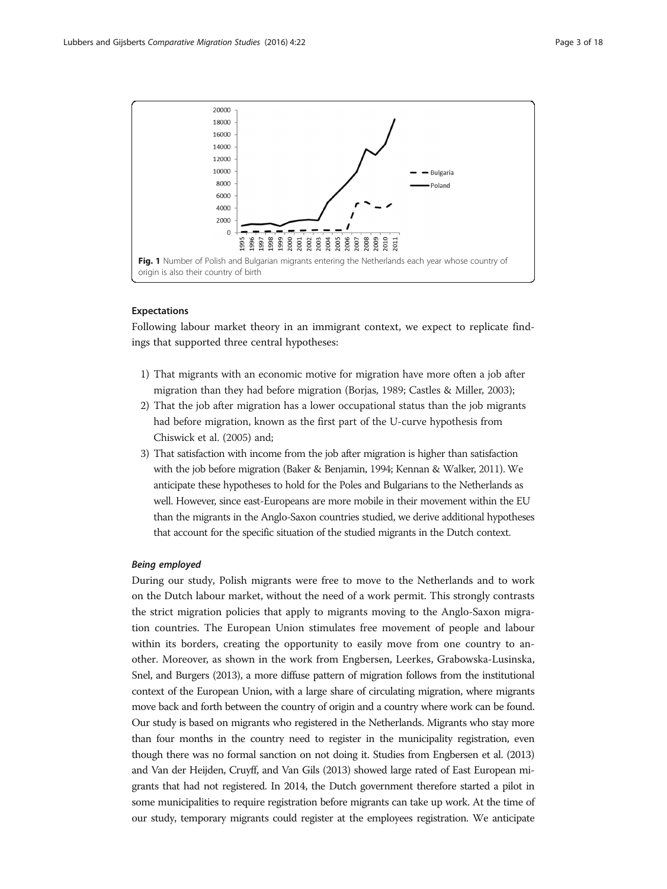Fig. 1 Number of Polish and Bulgarian migrants entering the Netherlands each year whose country of origin is also their country of birth

### Expectations

Following labour market theory in an immigrant context, we expect to replicate findings that supported three central hypotheses:

1) That migrants with an economic motive for migration have more often a job after migration than they had before migration (Borjas, 1989; Castles & Miller, 2003);
2) That the job after migration has a lower occupational status than the job migrants had before migration, known as the first part of the U-curve hypothesis from Chiswick et al. (2005) and;
3) That satisfaction with income from the job after migration is higher than satisfaction with the job before migration (Baker & Benjamin, 1994; Kennan & Walker, 2011). We anticipate these hypotheses to hold for the Poles and Bulgarians to the Netherlands as well. However, since east-Europeans are more mobile in their movement within the EU than the migrants in the Anglo-Saxon countries studied, we derive additional hypotheses that account for the specific situation of the studied migrants in the Dutch context.

#### *Being employed*

During our study, Polish migrants were free to move to the Netherlands and to work on the Dutch labour market, without the need of a work permit. This strongly contrasts the strict migration policies that apply to migrants moving to the Anglo-Saxon migration countries. The European Union stimulates free movement of people and labour within its borders, creating the opportunity to easily move from one country to another. Moreover, as shown in the work from Engbersen, Leerkes, Grabowska-Lusinska, Snel, and Burgers (2013), a more diffuse pattern of migration follows from the institutional context of the European Union, with a large share of circulating migration, where migrants move back and forth between the country of origin and a country where work can be found. Our study is based on migrants who registered in the Netherlands. Migrants who stay more than four months in the country need to register in the municipality registration, even though there was no formal sanction on not doing it. Studies from Engbersen et al. (2013) and Van der Heijden, Cruyff, and Van Gils (2013) showed large rated of East European migrants that had not registered. In 2014, the Dutch government therefore started a pilot in some municipalities to require registration before migrants can take up work. At the time of our study, temporary migrants could register at the employees registration. We anticipate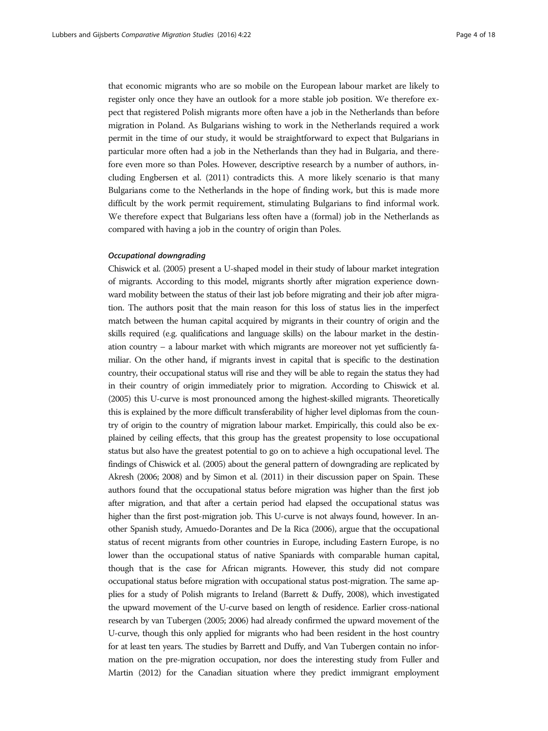that economic migrants who are so mobile on the European labour market are likely to register only once they have an outlook for a more stable job position. We therefore expect that registered Polish migrants more often have a job in the Netherlands than before migration in Poland. As Bulgarians wishing to work in the Netherlands required a work permit in the time of our study, it would be straightforward to expect that Bulgarians in particular more often had a job in the Netherlands than they had in Bulgaria, and therefore even more so than Poles. However, descriptive research by a number of authors, including Engbersen et al. (2011) contradicts this. A more likely scenario is that many Bulgarians come to the Netherlands in the hope of finding work, but this is made more difficult by the work permit requirement, stimulating Bulgarians to find informal work. We therefore expect that Bulgarians less often have a (formal) job in the Netherlands as compared with having a job in the country of origin than Poles.

#### *Occupational downgrading*

Chiswick et al. (2005) present a U-shaped model in their study of labour market integration of migrants. According to this model, migrants shortly after migration experience downward mobility between the status of their last job before migrating and their job after migration. The authors posit that the main reason for this loss of status lies in the imperfect match between the human capital acquired by migrants in their country of origin and the skills required (e.g. qualifications and language skills) on the labour market in the destination country – a labour market with which migrants are moreover not yet sufficiently familiar. On the other hand, if migrants invest in capital that is specific to the destination country, their occupational status will rise and they will be able to regain the status they had in their country of origin immediately prior to migration. According to Chiswick et al. (2005) this U-curve is most pronounced among the highest-skilled migrants. Theoretically this is explained by the more difficult transferability of higher level diplomas from the country of origin to the country of migration labour market. Empirically, this could also be explained by ceiling effects, that this group has the greatest propensity to lose occupational status but also have the greatest potential to go on to achieve a high occupational level. The findings of Chiswick et al. (2005) about the general pattern of downgrading are replicated by Akresh (2006; 2008) and by Simon et al. (2011) in their discussion paper on Spain. These authors found that the occupational status before migration was higher than the first job after migration, and that after a certain period had elapsed the occupational status was higher than the first post-migration job. This U-curve is not always found, however. In another Spanish study, Amuedo-Dorantes and De la Rica (2006), argue that the occupational status of recent migrants from other countries in Europe, including Eastern Europe, is no lower than the occupational status of native Spaniards with comparable human capital, though that is the case for African migrants. However, this study did not compare occupational status before migration with occupational status post-migration. The same applies for a study of Polish migrants to Ireland (Barrett & Duffy, 2008), which investigated the upward movement of the U-curve based on length of residence. Earlier cross-national research by van Tubergen (2005; 2006) had already confirmed the upward movement of the U-curve, though this only applied for migrants who had been resident in the host country for at least ten years. The studies by Barrett and Duffy, and Van Tubergen contain no information on the pre-migration occupation, nor does the interesting study from Fuller and Martin (2012) for the Canadian situation where they predict immigrant employment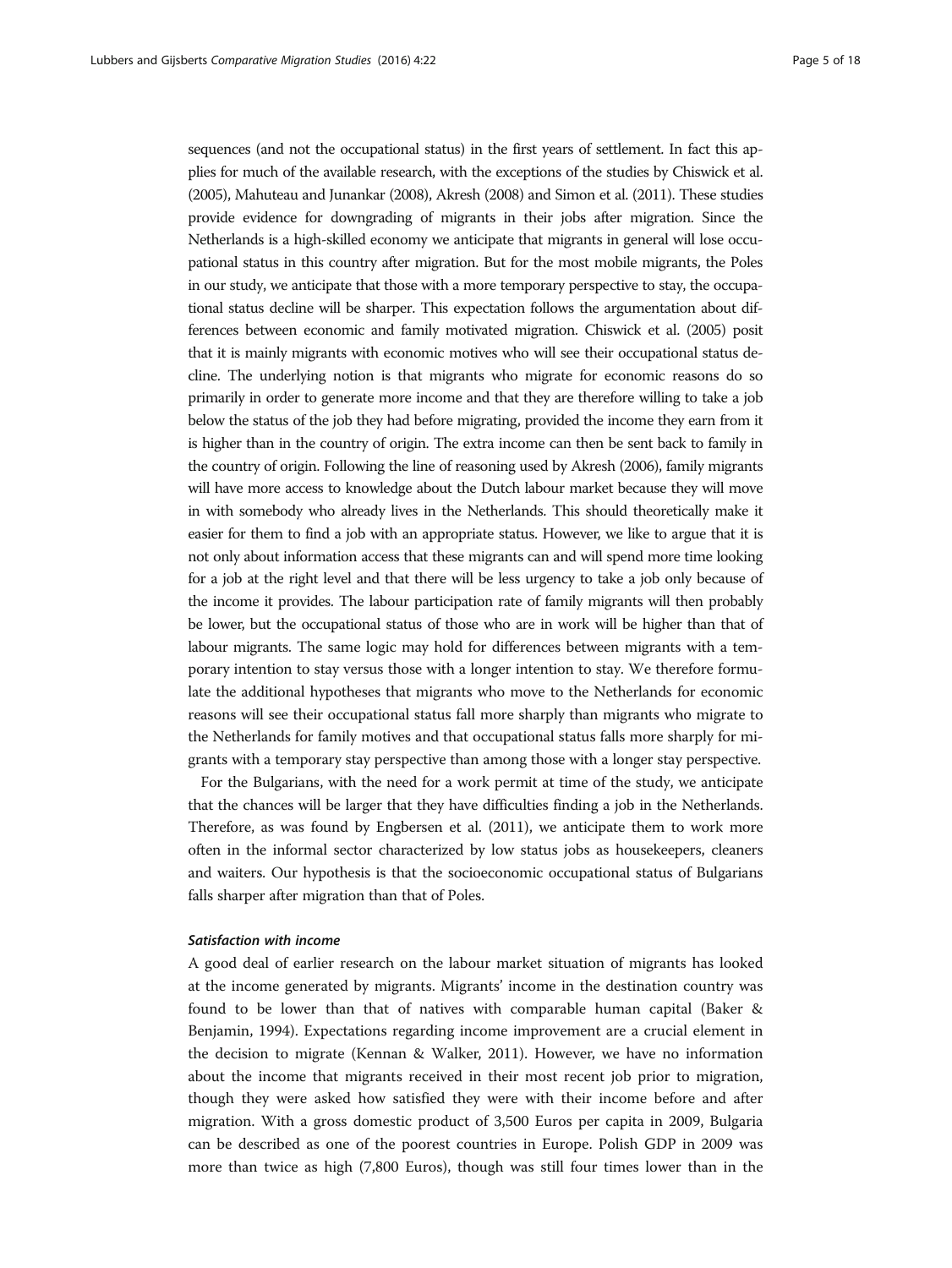sequences (and not the occupational status) in the first years of settlement. In fact this applies for much of the available research, with the exceptions of the studies by Chiswick et al. (2005), Mahuteau and Junankar (2008), Akresh (2008) and Simon et al. (2011). These studies provide evidence for downgrading of migrants in their jobs after migration. Since the Netherlands is a high-skilled economy we anticipate that migrants in general will lose occupational status in this country after migration. But for the most mobile migrants, the Poles in our study, we anticipate that those with a more temporary perspective to stay, the occupational status decline will be sharper. This expectation follows the argumentation about differences between economic and family motivated migration. Chiswick et al. (2005) posit that it is mainly migrants with economic motives who will see their occupational status decline. The underlying notion is that migrants who migrate for economic reasons do so primarily in order to generate more income and that they are therefore willing to take a job below the status of the job they had before migrating, provided the income they earn from it is higher than in the country of origin. The extra income can then be sent back to family in the country of origin. Following the line of reasoning used by Akresh (2006), family migrants will have more access to knowledge about the Dutch labour market because they will move in with somebody who already lives in the Netherlands. This should theoretically make it easier for them to find a job with an appropriate status. However, we like to argue that it is not only about information access that these migrants can and will spend more time looking for a job at the right level and that there will be less urgency to take a job only because of the income it provides. The labour participation rate of family migrants will then probably be lower, but the occupational status of those who are in work will be higher than that of labour migrants. The same logic may hold for differences between migrants with a temporary intention to stay versus those with a longer intention to stay. We therefore formulate the additional hypotheses that migrants who move to the Netherlands for economic reasons will see their occupational status fall more sharply than migrants who migrate to the Netherlands for family motives and that occupational status falls more sharply for migrants with a temporary stay perspective than among those with a longer stay perspective.

For the Bulgarians, with the need for a work permit at time of the study, we anticipate that the chances will be larger that they have difficulties finding a job in the Netherlands. Therefore, as was found by Engbersen et al. (2011), we anticipate them to work more often in the informal sector characterized by low status jobs as housekeepers, cleaners and waiters. Our hypothesis is that the socioeconomic occupational status of Bulgarians falls sharper after migration than that of Poles.

#### *Satisfaction with income*

A good deal of earlier research on the labour market situation of migrants has looked at the income generated by migrants. Migrants' income in the destination country was found to be lower than that of natives with comparable human capital (Baker & Benjamin, 1994). Expectations regarding income improvement are a crucial element in the decision to migrate (Kennan & Walker, 2011). However, we have no information about the income that migrants received in their most recent job prior to migration, though they were asked how satisfied they were with their income before and after migration. With a gross domestic product of 3,500 Euros per capita in 2009, Bulgaria can be described as one of the poorest countries in Europe. Polish GDP in 2009 was more than twice as high (7,800 Euros), though was still four times lower than in the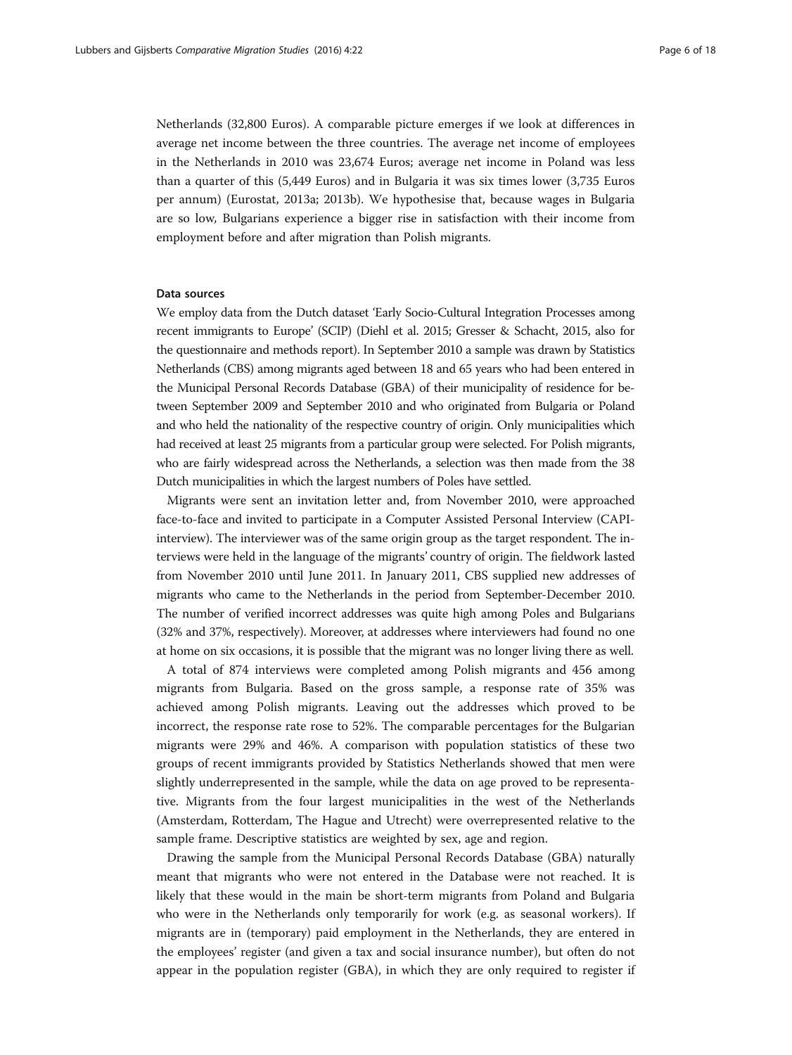Netherlands (32,800 Euros). A comparable picture emerges if we look at differences in average net income between the three countries. The average net income of employees in the Netherlands in 2010 was 23,674 Euros; average net income in Poland was less than a quarter of this (5,449 Euros) and in Bulgaria it was six times lower (3,735 Euros per annum) (Eurostat, 2013a; 2013b). We hypothesise that, because wages in Bulgaria are so low, Bulgarians experience a bigger rise in satisfaction with their income from employment before and after migration than Polish migrants.

#### Data sources

We employ data from the Dutch dataset 'Early Socio-Cultural Integration Processes among recent immigrants to Europe' (SCIP) (Diehl et al. 2015; Gresser & Schacht, 2015, also for the questionnaire and methods report). In September 2010 a sample was drawn by Statistics Netherlands (CBS) among migrants aged between 18 and 65 years who had been entered in the Municipal Personal Records Database (GBA) of their municipality of residence for between September 2009 and September 2010 and who originated from Bulgaria or Poland and who held the nationality of the respective country of origin. Only municipalities which had received at least 25 migrants from a particular group were selected. For Polish migrants, who are fairly widespread across the Netherlands, a selection was then made from the 38 Dutch municipalities in which the largest numbers of Poles have settled.

Migrants were sent an invitation letter and, from November 2010, were approached face-to-face and invited to participate in a Computer Assisted Personal Interview (CAPI-interview). The interviewer was of the same origin group as the target respondent. The interviews were held in the language of the migrants' country of origin. The fieldwork lasted from November 2010 until June 2011. In January 2011, CBS supplied new addresses of migrants who came to the Netherlands in the period from September-December 2010. The number of verified incorrect addresses was quite high among Poles and Bulgarians (32% and 37%, respectively). Moreover, at addresses where interviewers had found no one at home on six occasions, it is possible that the migrant was no longer living there as well.

A total of 874 interviews were completed among Polish migrants and 456 among migrants from Bulgaria. Based on the gross sample, a response rate of 35% was achieved among Polish migrants. Leaving out the addresses which proved to be incorrect, the response rate rose to 52%. The comparable percentages for the Bulgarian migrants were 29% and 46%. A comparison with population statistics of these two groups of recent immigrants provided by Statistics Netherlands showed that men were slightly underrepresented in the sample, while the data on age proved to be representative. Migrants from the four largest municipalities in the west of the Netherlands (Amsterdam, Rotterdam, The Hague and Utrecht) were overrepresented relative to the sample frame. Descriptive statistics are weighted by sex, age and region.

Drawing the sample from the Municipal Personal Records Database (GBA) naturally meant that migrants who were not entered in the Database were not reached. It is likely that these would in the main be short-term migrants from Poland and Bulgaria who were in the Netherlands only temporarily for work (e.g. as seasonal workers). If migrants are in (temporary) paid employment in the Netherlands, they are entered in the employees' register (and given a tax and social insurance number), but often do not appear in the population register (GBA), in which they are only required to register if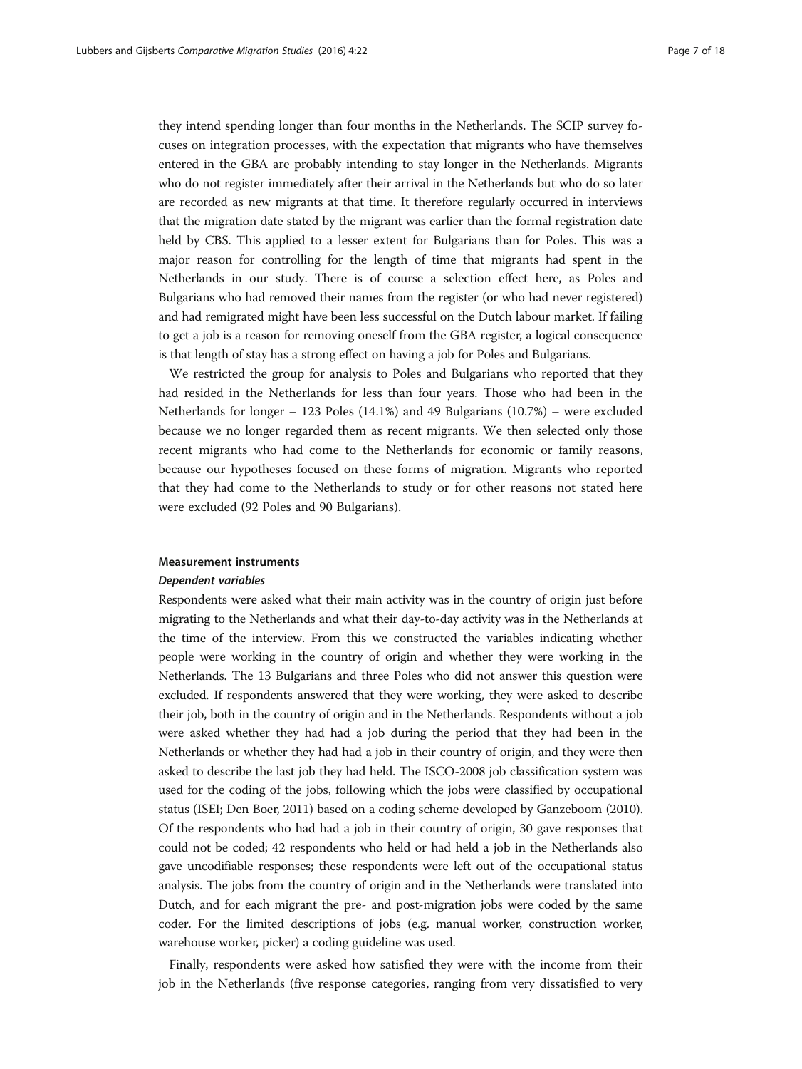they intend spending longer than four months in the Netherlands. The SCIP survey focuses on integration processes, with the expectation that migrants who have themselves entered in the GBA are probably intending to stay longer in the Netherlands. Migrants who do not register immediately after their arrival in the Netherlands but who do so later are recorded as new migrants at that time. It therefore regularly occurred in interviews that the migration date stated by the migrant was earlier than the formal registration date held by CBS. This applied to a lesser extent for Bulgarians than for Poles. This was a major reason for controlling for the length of time that migrants had spent in the Netherlands in our study. There is of course a selection effect here, as Poles and Bulgarians who had removed their names from the register (or who had never registered) and had remigrated might have been less successful on the Dutch labour market. If failing to get a job is a reason for removing oneself from the GBA register, a logical consequence is that length of stay has a strong effect on having a job for Poles and Bulgarians.

We restricted the group for analysis to Poles and Bulgarians who reported that they had resided in the Netherlands for less than four years. Those who had been in the Netherlands for longer – 123 Poles (14.1%) and 49 Bulgarians (10.7%) – were excluded because we no longer regarded them as recent migrants. We then selected only those recent migrants who had come to the Netherlands for economic or family reasons, because our hypotheses focused on these forms of migration. Migrants who reported that they had come to the Netherlands to study or for other reasons not stated here were excluded (92 Poles and 90 Bulgarians).

### Measurement instruments

#### *Dependent variables*

Respondents were asked what their main activity was in the country of origin just before migrating to the Netherlands and what their day-to-day activity was in the Netherlands at the time of the interview. From this we constructed the variables indicating whether people were working in the country of origin and whether they were working in the Netherlands. The 13 Bulgarians and three Poles who did not answer this question were excluded. If respondents answered that they were working, they were asked to describe their job, both in the country of origin and in the Netherlands. Respondents without a job were asked whether they had had a job during the period that they had been in the Netherlands or whether they had had a job in their country of origin, and they were then asked to describe the last job they had held. The ISCO-2008 job classification system was used for the coding of the jobs, following which the jobs were classified by occupational status (ISEI; Den Boer, 2011) based on a coding scheme developed by Ganzeboom (2010). Of the respondents who had had a job in their country of origin, 30 gave responses that could not be coded; 42 respondents who held or had held a job in the Netherlands also gave uncodifiable responses; these respondents were left out of the occupational status analysis. The jobs from the country of origin and in the Netherlands were translated into Dutch, and for each migrant the pre- and post-migration jobs were coded by the same coder. For the limited descriptions of jobs (e.g. manual worker, construction worker, warehouse worker, picker) a coding guideline was used.

Finally, respondents were asked how satisfied they were with the income from their job in the Netherlands (five response categories, ranging from very dissatisfied to very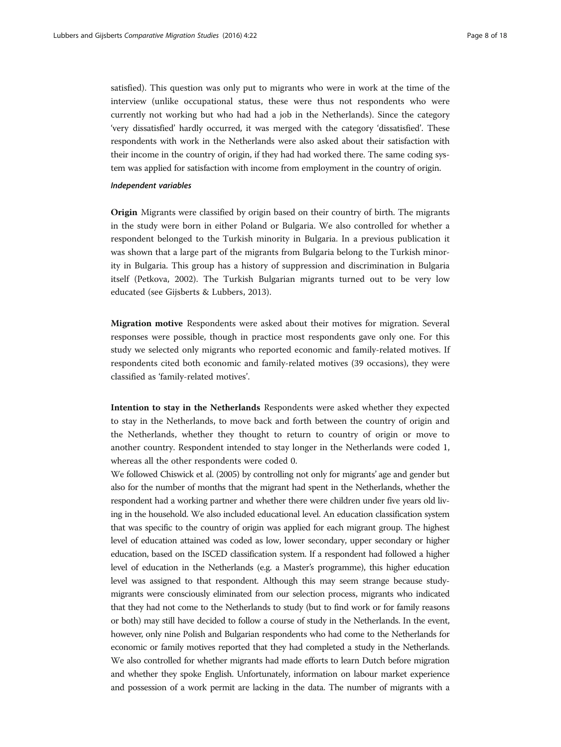satisfied). This question was only put to migrants who were in work at the time of the interview (unlike occupational status, these were thus not respondents who were currently not working but who had had a job in the Netherlands). Since the category 'very dissatisfied' hardly occurred, it was merged with the category 'dissatisfied'. These respondents with work in the Netherlands were also asked about their satisfaction with their income in the country of origin, if they had had worked there. The same coding system was applied for satisfaction with income from employment in the country of origin.

#### *Independent variables*

**Origin** Migrants were classified by origin based on their country of birth. The migrants in the study were born in either Poland or Bulgaria. We also controlled for whether a respondent belonged to the Turkish minority in Bulgaria. In a previous publication it was shown that a large part of the migrants from Bulgaria belong to the Turkish minority in Bulgaria. This group has a history of suppression and discrimination in Bulgaria itself (Petkova, 2002). The Turkish Bulgarian migrants turned out to be very low educated (see Gijsberts & Lubbers, 2013).

**Migration motive** Respondents were asked about their motives for migration. Several responses were possible, though in practice most respondents gave only one. For this study we selected only migrants who reported economic and family-related motives. If respondents cited both economic and family-related motives (39 occasions), they were classified as 'family-related motives'.

**Intention to stay in the Netherlands** Respondents were asked whether they expected to stay in the Netherlands, to move back and forth between the country of origin and the Netherlands, whether they thought to return to country of origin or move to another country. Respondent intended to stay longer in the Netherlands were coded 1, whereas all the other respondents were coded 0.

We followed Chiswick et al. (2005) by controlling not only for migrants' age and gender but also for the number of months that the migrant had spent in the Netherlands, whether the respondent had a working partner and whether there were children under five years old living in the household. We also included educational level. An education classification system that was specific to the country of origin was applied for each migrant group. The highest level of education attained was coded as low, lower secondary, upper secondary or higher education, based on the ISCED classification system. If a respondent had followed a higher level of education in the Netherlands (e.g. a Master's programme), this higher education level was assigned to that respondent. Although this may seem strange because study-migrants were consciously eliminated from our selection process, migrants who indicated that they had not come to the Netherlands to study (but to find work or for family reasons or both) may still have decided to follow a course of study in the Netherlands. In the event, however, only nine Polish and Bulgarian respondents who had come to the Netherlands for economic or family motives reported that they had completed a study in the Netherlands. We also controlled for whether migrants had made efforts to learn Dutch before migration and whether they spoke English. Unfortunately, information on labour market experience and possession of a work permit are lacking in the data. The number of migrants with a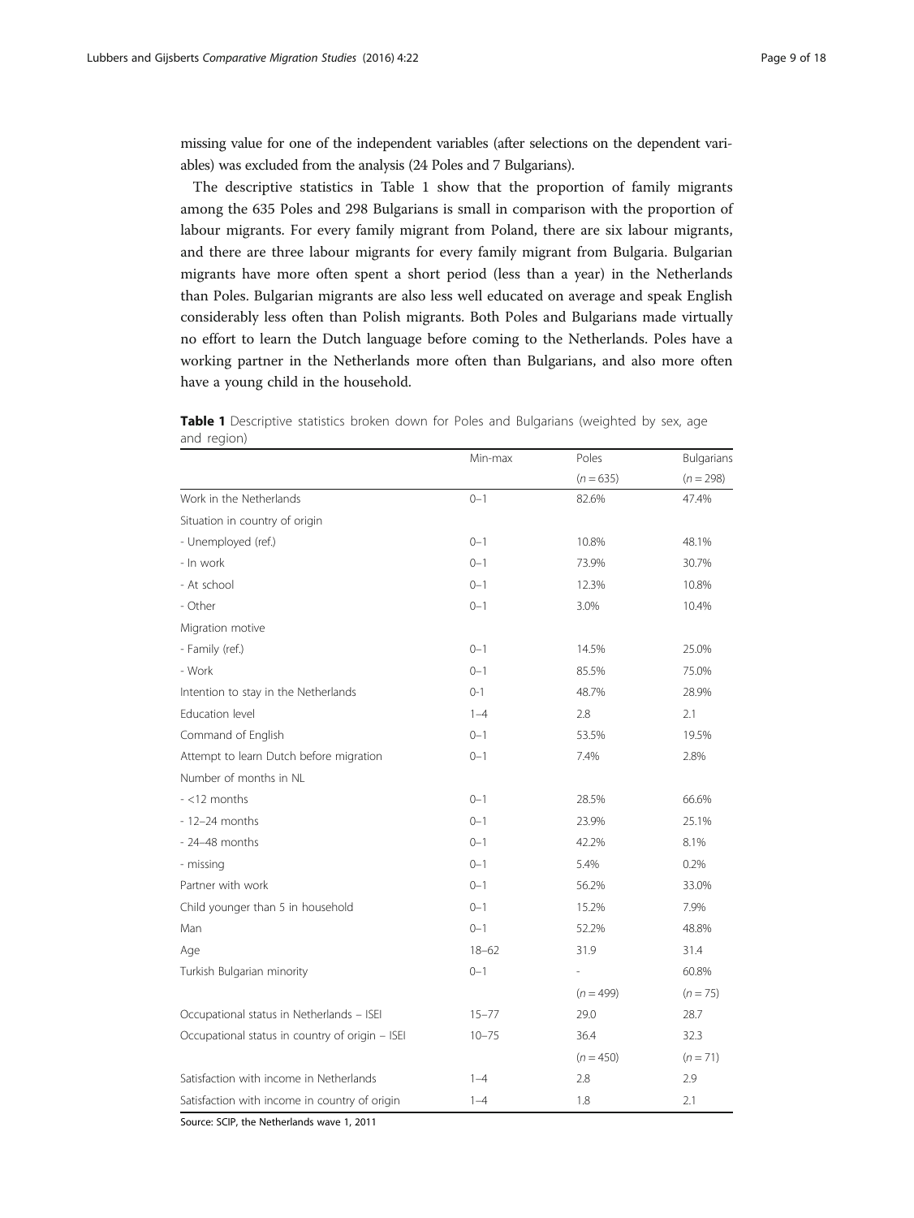missing value for one of the independent variables (after selections on the dependent variables) was excluded from the analysis (24 Poles and 7 Bulgarians).

The descriptive statistics in Table 1 show that the proportion of family migrants among the 635 Poles and 298 Bulgarians is small in comparison with the proportion of labour migrants. For every family migrant from Poland, there are six labour migrants, and there are three labour migrants for every family migrant from Bulgaria. Bulgarian migrants have more often spent a short period (less than a year) in the Netherlands than Poles. Bulgarian migrants are also less well educated on average and speak English considerably less often than Polish migrants. Both Poles and Bulgarians made virtually no effort to learn the Dutch language before coming to the Netherlands. Poles have a working partner in the Netherlands more often than Bulgarians, and also more often have a young child in the household.

**Table 1** Descriptive statistics broken down for Poles and Bulgarians (weighted by sex, age and region)

| | Min-max | Poles | Bulgarians |
|---|---|---|---|
| | | ($n = 635$) | ($n = 298$) |
| Work in the Netherlands | 0–1 | 82.6% | 47.4% |
| Situation in country of origin | | | |
| - Unemployed (ref.) | 0–1 | 10.8% | 48.1% |
| - In work | 0–1 | 73.9% | 30.7% |
| - At school | 0–1 | 12.3% | 10.8% |
| - Other | 0–1 | 3.0% | 10.4% |
| Migration motive | | | |
| - Family (ref.) | 0–1 | 14.5% | 25.0% |
| - Work | 0–1 | 85.5% | 75.0% |
| Intention to stay in the Netherlands | 0-1 | 48.7% | 28.9% |
| Education level | 1–4 | 2.8 | 2.1 |
| Command of English | 0–1 | 53.5% | 19.5% |
| Attempt to learn Dutch before migration | 0–1 | 7.4% | 2.8% |
| Number of months in NL | | | |
| - <12 months | 0–1 | 28.5% | 66.6% |
| - 12–24 months | 0–1 | 23.9% | 25.1% |
| - 24–48 months | 0–1 | 42.2% | 8.1% |
| - missing | 0–1 | 5.4% | 0.2% |
| Partner with work | 0–1 | 56.2% | 33.0% |
| Child younger than 5 in household | 0–1 | 15.2% | 7.9% |
| Man | 0–1 | 52.2% | 48.8% |
| Age | 18–62 | 31.9 | 31.4 |
| Turkish Bulgarian minority | 0–1 | - | 60.8% |
| | | ($n = 499$) | ($n = 75$) |
| Occupational status in Netherlands – ISEI | 15–77 | 29.0 | 28.7 |
| Occupational status in country of origin – ISEI | 10–75 | 36.4 | 32.3 |
| | | ($n = 450$) | ($n = 71$) |
| Satisfaction with income in Netherlands | 1–4 | 2.8 | 2.9 |
| Satisfaction with income in country of origin | 1–4 | 1.8 | 2.1 |

Source: SCIP, the Netherlands wave 1, 2011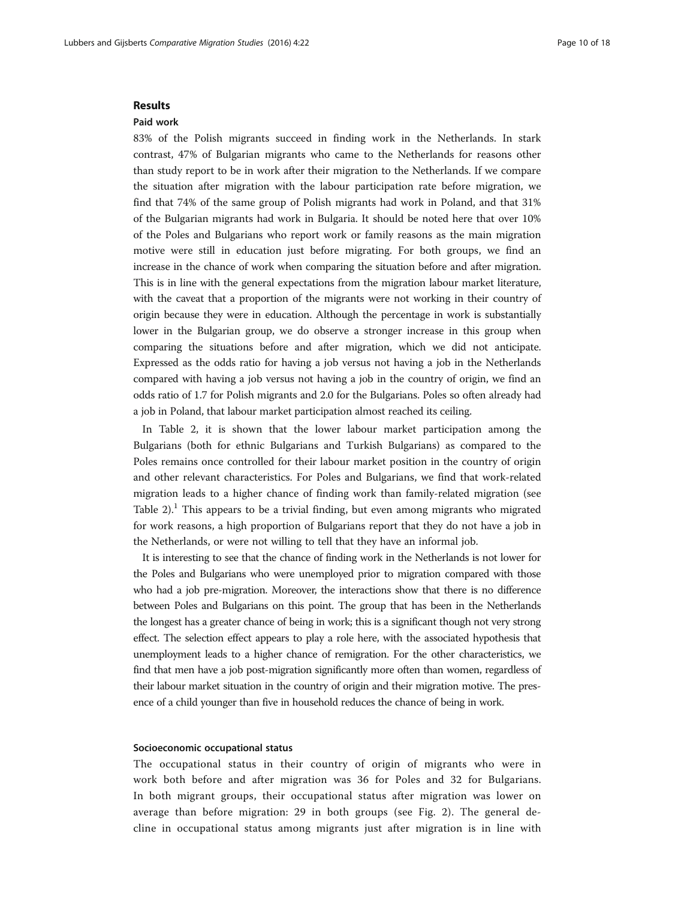## Results

### Paid work

83% of the Polish migrants succeed in finding work in the Netherlands. In stark contrast, 47% of Bulgarian migrants who came to the Netherlands for reasons other than study report to be in work after their migration to the Netherlands. If we compare the situation after migration with the labour participation rate before migration, we find that 74% of the same group of Polish migrants had work in Poland, and that 31% of the Bulgarian migrants had work in Bulgaria. It should be noted here that over 10% of the Poles and Bulgarians who report work or family reasons as the main migration motive were still in education just before migrating. For both groups, we find an increase in the chance of work when comparing the situation before and after migration. This is in line with the general expectations from the migration labour market literature, with the caveat that a proportion of the migrants were not working in their country of origin because they were in education. Although the percentage in work is substantially lower in the Bulgarian group, we do observe a stronger increase in this group when comparing the situations before and after migration, which we did not anticipate. Expressed as the odds ratio for having a job versus not having a job in the Netherlands compared with having a job versus not having a job in the country of origin, we find an odds ratio of 1.7 for Polish migrants and 2.0 for the Bulgarians. Poles so often already had a job in Poland, that labour market participation almost reached its ceiling.

In Table 2, it is shown that the lower labour market participation among the Bulgarians (both for ethnic Bulgarians and Turkish Bulgarians) as compared to the Poles remains once controlled for their labour market position in the country of origin and other relevant characteristics. For Poles and Bulgarians, we find that work-related migration leads to a higher chance of finding work than family-related migration (see Table 2).[1] This appears to be a trivial finding, but even among migrants who migrated for work reasons, a high proportion of Bulgarians report that they do not have a job in the Netherlands, or were not willing to tell that they have an informal job.

It is interesting to see that the chance of finding work in the Netherlands is not lower for the Poles and Bulgarians who were unemployed prior to migration compared with those who had a job pre-migration. Moreover, the interactions show that there is no difference between Poles and Bulgarians on this point. The group that has been in the Netherlands the longest has a greater chance of being in work; this is a significant though not very strong effect. The selection effect appears to play a role here, with the associated hypothesis that unemployment leads to a higher chance of remigration. For the other characteristics, we find that men have a job post-migration significantly more often than women, regardless of their labour market situation in the country of origin and their migration motive. The presence of a child younger than five in household reduces the chance of being in work.

### Socioeconomic occupational status

The occupational status in their country of origin of migrants who were in work both before and after migration was 36 for Poles and 32 for Bulgarians. In both migrant groups, their occupational status after migration was lower on average than before migration: 29 in both groups (see Fig. 2). The general decline in occupational status among migrants just after migration is in line with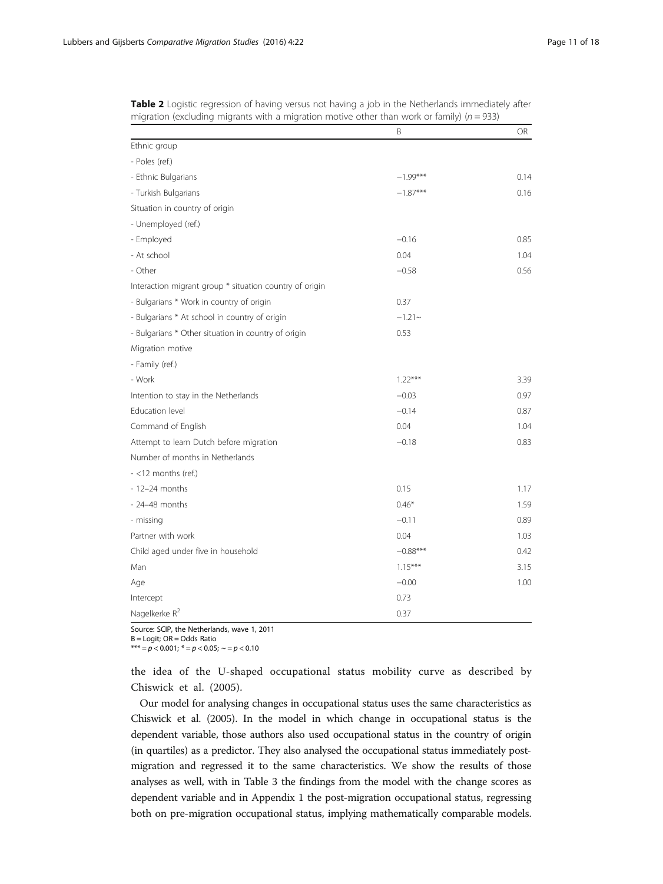**Table 2** Logistic regression of having versus not having a job in the Netherlands immediately after migration (excluding migrants with a migration motive other than work or family) ($n = 933$)

| | B | OR |
|---|---|---|
| Ethnic group | | |
| - Poles (ref.) | | |
| - Ethnic Bulgarians | −1.99*** | 0.14 |
| - Turkish Bulgarians | −1.87*** | 0.16 |
| Situation in country of origin | | |
| - Unemployed (ref.) | | |
| - Employed | −0.16 | 0.85 |
| - At school | 0.04 | 1.04 |
| - Other | −0.58 | 0.56 |
| Interaction migrant group * situation country of origin | | |
| - Bulgarians * Work in country of origin | 0.37 | |
| - Bulgarians * At school in country of origin | −1.21~ | |
| - Bulgarians * Other situation in country of origin | 0.53 | |
| Migration motive | | |
| - Family (ref.) | | |
| - Work | 1.22*** | 3.39 |
| Intention to stay in the Netherlands | −0.03 | 0.97 |
| Education level | −0.14 | 0.87 |
| Command of English | 0.04 | 1.04 |
| Attempt to learn Dutch before migration | −0.18 | 0.83 |
| Number of months in Netherlands | | |
| - <12 months (ref.) | | |
| - 12–24 months | 0.15 | 1.17 |
| - 24–48 months | 0.46* | 1.59 |
| - missing | −0.11 | 0.89 |
| Partner with work | 0.04 | 1.03 |
| Child aged under five in household | −0.88*** | 0.42 |
| Man | 1.15*** | 3.15 |
| Age | −0.00 | 1.00 |
| Intercept | 0.73 | |
| Nagelkerke $R^2$ | 0.37 | |

Source: SCIP, the Netherlands, wave 1, 2011
B = Logit; OR = Odds Ratio
*** = $p < 0.001$; * = $p < 0.05$; ~ = $p < 0.10$

the idea of the U-shaped occupational status mobility curve as described by Chiswick et al. (2005).

Our model for analysing changes in occupational status uses the same characteristics as Chiswick et al. (2005). In the model in which change in occupational status is the dependent variable, those authors also used occupational status in the country of origin (in quartiles) as a predictor. They also analysed the occupational status immediately post-migration and regressed it to the same characteristics. We show the results of those analyses as well, with in Table 3 the findings from the model with the change scores as dependent variable and in Appendix 1 the post-migration occupational status, regressing both on pre-migration occupational status, implying mathematically comparable models.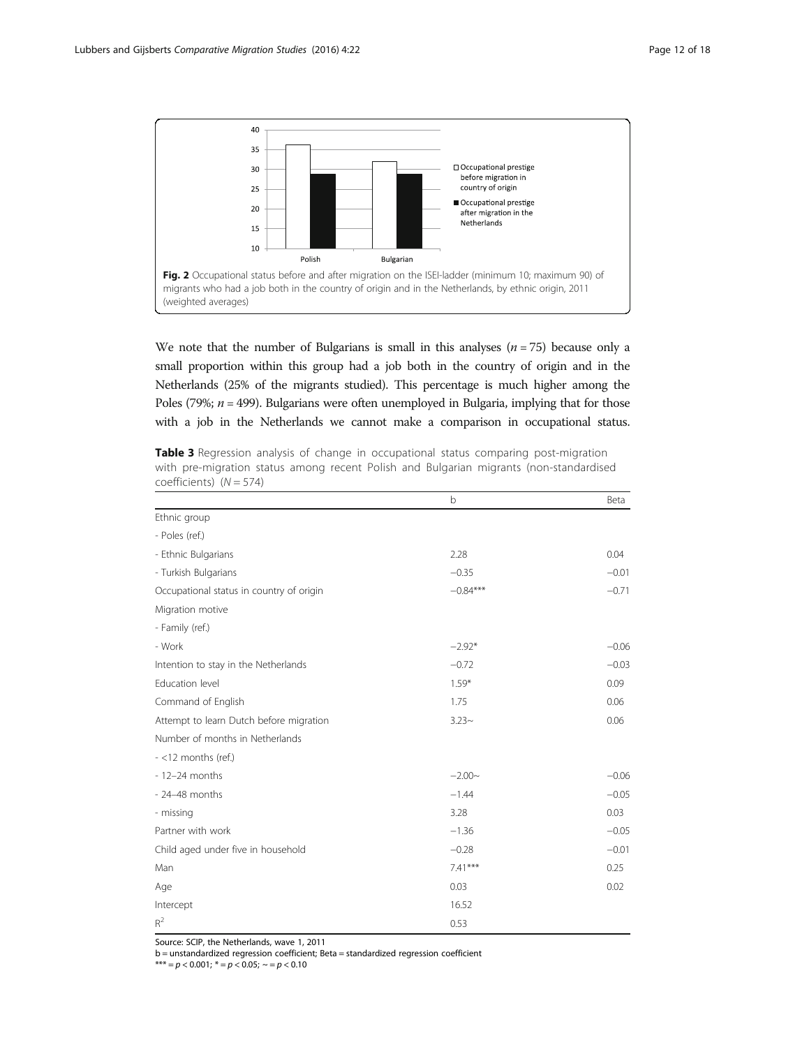Fig. 2 Occupational status before and after migration on the ISEI-ladder (minimum 10; maximum 90) of migrants who had a job both in the country of origin and in the Netherlands, by ethnic origin, 2011 (weighted averages)

We note that the number of Bulgarians is small in this analyses ($n = 75$) because only a small proportion within this group had a job both in the country of origin and in the Netherlands (25% of the migrants studied). This percentage is much higher among the Poles (79%; $n = 499$). Bulgarians were often unemployed in Bulgaria, implying that for those with a job in the Netherlands we cannot make a comparison in occupational status.

**Table 3** Regression analysis of change in occupational status comparing post-migration with pre-migration status among recent Polish and Bulgarian migrants (non-standardised coefficients) ($N = 574$)

| | b | Beta |
|---|---|---|
| Ethnic group | | |
| - Poles (ref.) | | |
| - Ethnic Bulgarians | 2.28 | 0.04 |
| - Turkish Bulgarians | −0.35 | −0.01 |
| Occupational status in country of origin | −0.84*** | −0.71 |
| Migration motive | | |
| - Family (ref.) | | |
| - Work | −2.92* | −0.06 |
| Intention to stay in the Netherlands | −0.72 | −0.03 |
| Education level | 1.59* | 0.09 |
| Command of English | 1.75 | 0.06 |
| Attempt to learn Dutch before migration | 3.23~ | 0.06 |
| Number of months in Netherlands | | |
| - <12 months (ref.) | | |
| - 12–24 months | −2.00~ | −0.06 |
| - 24–48 months | −1.44 | −0.05 |
| - missing | 3.28 | 0.03 |
| Partner with work | −1.36 | −0.05 |
| Child aged under five in household | −0.28 | −0.01 |
| Man | 7.41*** | 0.25 |
| Age | 0.03 | 0.02 |
| Intercept | 16.52 | |
| $R^2$ | 0.53 | |

Source: SCIP, the Netherlands, wave 1, 2011

b = unstandardized regression coefficient; Beta = standardized regression coefficient

*** = $p < 0.001$; * = $p < 0.05$; ~ = $p < 0.10$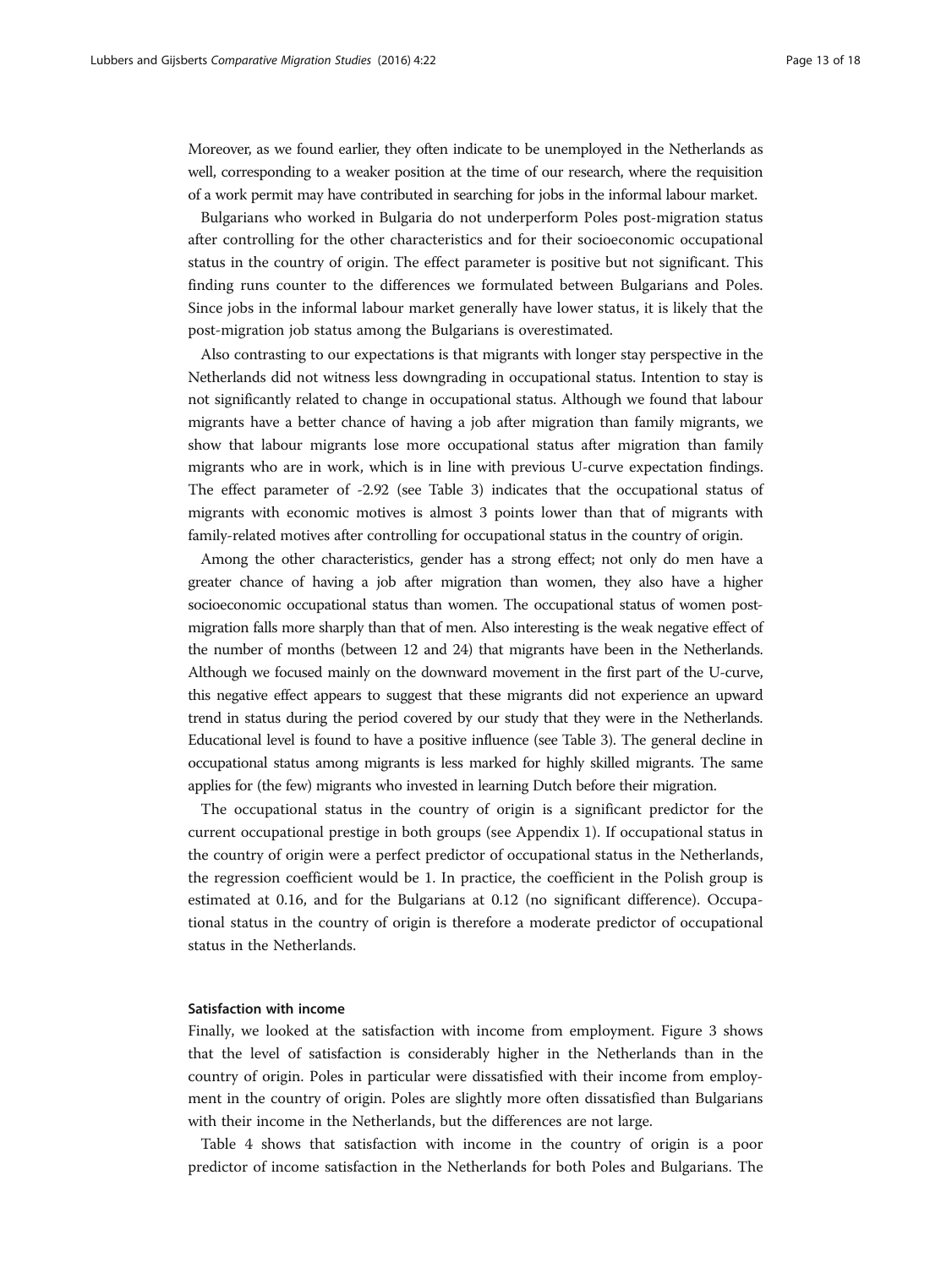Moreover, as we found earlier, they often indicate to be unemployed in the Netherlands as well, corresponding to a weaker position at the time of our research, where the requisition of a work permit may have contributed in searching for jobs in the informal labour market.

Bulgarians who worked in Bulgaria do not underperform Poles post-migration status after controlling for the other characteristics and for their socioeconomic occupational status in the country of origin. The effect parameter is positive but not significant. This finding runs counter to the differences we formulated between Bulgarians and Poles. Since jobs in the informal labour market generally have lower status, it is likely that the post-migration job status among the Bulgarians is overestimated.

Also contrasting to our expectations is that migrants with longer stay perspective in the Netherlands did not witness less downgrading in occupational status. Intention to stay is not significantly related to change in occupational status. Although we found that labour migrants have a better chance of having a job after migration than family migrants, we show that labour migrants lose more occupational status after migration than family migrants who are in work, which is in line with previous U-curve expectation findings. The effect parameter of -2.92 (see Table 3) indicates that the occupational status of migrants with economic motives is almost 3 points lower than that of migrants with family-related motives after controlling for occupational status in the country of origin.

Among the other characteristics, gender has a strong effect; not only do men have a greater chance of having a job after migration than women, they also have a higher socioeconomic occupational status than women. The occupational status of women post-migration falls more sharply than that of men. Also interesting is the weak negative effect of the number of months (between 12 and 24) that migrants have been in the Netherlands. Although we focused mainly on the downward movement in the first part of the U-curve, this negative effect appears to suggest that these migrants did not experience an upward trend in status during the period covered by our study that they were in the Netherlands. Educational level is found to have a positive influence (see Table 3). The general decline in occupational status among migrants is less marked for highly skilled migrants. The same applies for (the few) migrants who invested in learning Dutch before their migration.

The occupational status in the country of origin is a significant predictor for the current occupational prestige in both groups (see Appendix 1). If occupational status in the country of origin were a perfect predictor of occupational status in the Netherlands, the regression coefficient would be 1. In practice, the coefficient in the Polish group is estimated at 0.16, and for the Bulgarians at 0.12 (no significant difference). Occupational status in the country of origin is therefore a moderate predictor of occupational status in the Netherlands.

#### Satisfaction with income

Finally, we looked at the satisfaction with income from employment. Figure 3 shows that the level of satisfaction is considerably higher in the Netherlands than in the country of origin. Poles in particular were dissatisfied with their income from employment in the country of origin. Poles are slightly more often dissatisfied than Bulgarians with their income in the Netherlands, but the differences are not large.

Table 4 shows that satisfaction with income in the country of origin is a poor predictor of income satisfaction in the Netherlands for both Poles and Bulgarians. The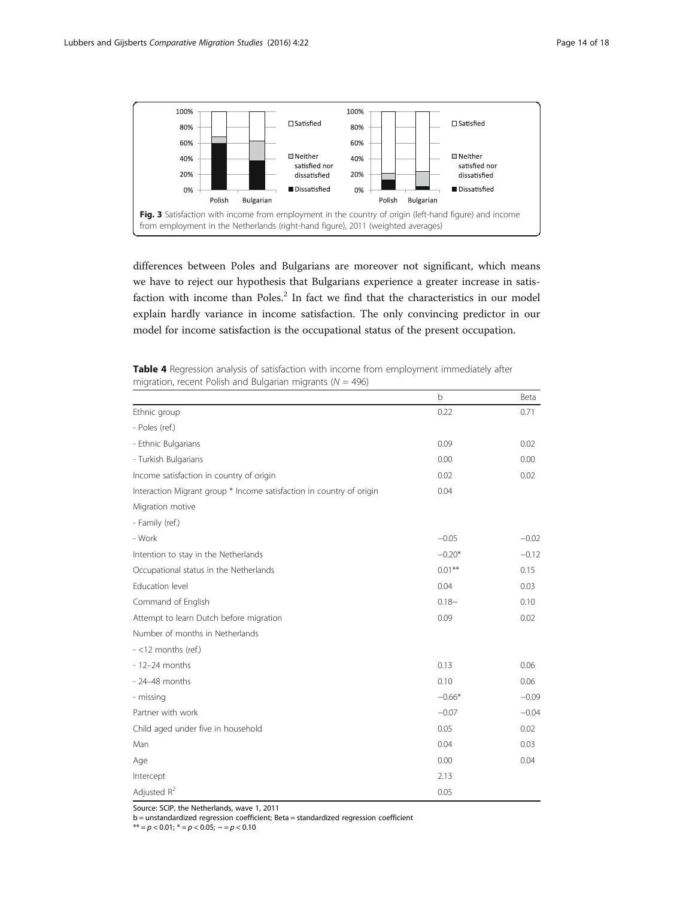**Fig. 3** Satisfaction with income from employment in the country of origin (left-hand figure) and income from employment in the Netherlands (right-hand figure), 2011 (weighted averages)

differences between Poles and Bulgarians are moreover not significant, which means we have to reject our hypothesis that Bulgarians experience a greater increase in satisfaction with income than Poles.[2] In fact we find that the characteristics in our model explain hardly variance in income satisfaction. The only convincing predictor in our model for income satisfaction is the occupational status of the present occupation.

**Table 4** Regression analysis of satisfaction with income from employment immediately after migration, recent Polish and Bulgarian migrants ($N$ = 496)

| | b | Beta |
|---|---|---|
| Ethnic group | 0.22 | 0.71 |
| - Poles (ref.) | | |
| - Ethnic Bulgarians | 0.09 | 0.02 |
| - Turkish Bulgarians | 0.00 | 0.00 |
| Income satisfaction in country of origin | 0.02 | 0.02 |
| Interaction Migrant group * Income satisfaction in country of origin | 0.04 | |
| Migration motive | | |
| - Family (ref.) | | |
| - Work | −0.05 | −0.02 |
| Intention to stay in the Netherlands | −0.20* | −0.12 |
| Occupational status in the Netherlands | 0.01** | 0.15 |
| Education level | 0.04 | 0.03 |
| Command of English | 0.18~ | 0.10 |
| Attempt to learn Dutch before migration | 0.09 | 0.02 |
| Number of months in Netherlands | | |
| - <12 months (ref.) | | |
| - 12–24 months | 0.13 | 0.06 |
| - 24–48 months | 0.10 | 0.06 |
| - missing | −0.66* | −0.09 |
| Partner with work | −0.07 | −0.04 |
| Child aged under five in household | 0.05 | 0.02 |
| Man | 0.04 | 0.03 |
| Age | 0.00 | 0.04 |
| Intercept | 2.13 | |
| Adjusted $R^2$ | 0.05 | |

Source: SCIP, the Netherlands, wave 1, 2011

b = unstandardized regression coefficient; Beta = standardized regression coefficient

** = $p < 0.01$; * = $p < 0.05$; ~ = $p < 0.10$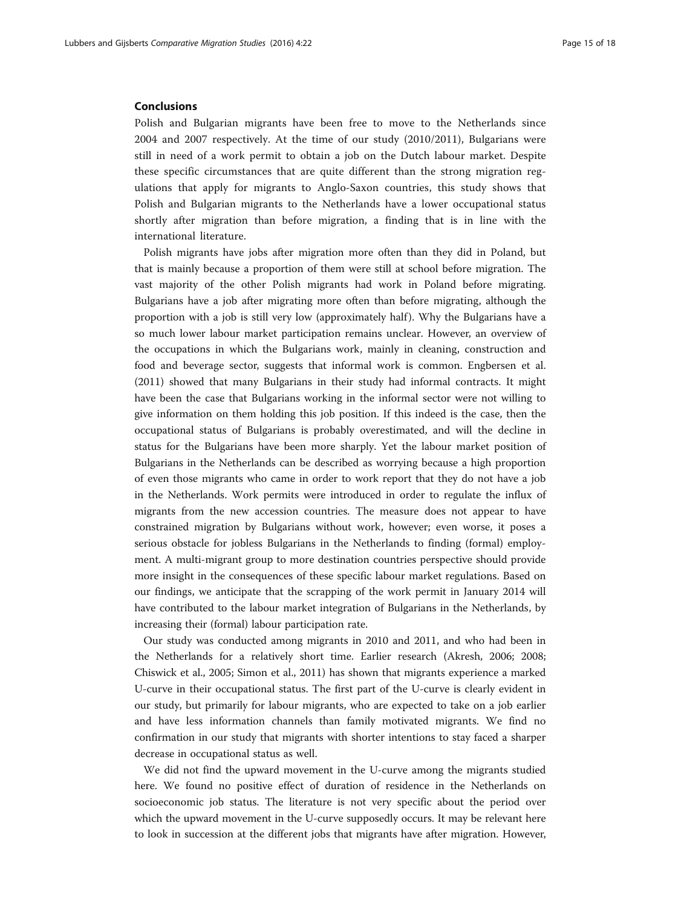## Conclusions

Polish and Bulgarian migrants have been free to move to the Netherlands since 2004 and 2007 respectively. At the time of our study (2010/2011), Bulgarians were still in need of a work permit to obtain a job on the Dutch labour market. Despite these specific circumstances that are quite different than the strong migration regulations that apply for migrants to Anglo-Saxon countries, this study shows that Polish and Bulgarian migrants to the Netherlands have a lower occupational status shortly after migration than before migration, a finding that is in line with the international literature.

Polish migrants have jobs after migration more often than they did in Poland, but that is mainly because a proportion of them were still at school before migration. The vast majority of the other Polish migrants had work in Poland before migrating. Bulgarians have a job after migrating more often than before migrating, although the proportion with a job is still very low (approximately half). Why the Bulgarians have a so much lower labour market participation remains unclear. However, an overview of the occupations in which the Bulgarians work, mainly in cleaning, construction and food and beverage sector, suggests that informal work is common. Engbersen et al. (2011) showed that many Bulgarians in their study had informal contracts. It might have been the case that Bulgarians working in the informal sector were not willing to give information on them holding this job position. If this indeed is the case, then the occupational status of Bulgarians is probably overestimated, and will the decline in status for the Bulgarians have been more sharply. Yet the labour market position of Bulgarians in the Netherlands can be described as worrying because a high proportion of even those migrants who came in order to work report that they do not have a job in the Netherlands. Work permits were introduced in order to regulate the influx of migrants from the new accession countries. The measure does not appear to have constrained migration by Bulgarians without work, however; even worse, it poses a serious obstacle for jobless Bulgarians in the Netherlands to finding (formal) employment. A multi-migrant group to more destination countries perspective should provide more insight in the consequences of these specific labour market regulations. Based on our findings, we anticipate that the scrapping of the work permit in January 2014 will have contributed to the labour market integration of Bulgarians in the Netherlands, by increasing their (formal) labour participation rate.

Our study was conducted among migrants in 2010 and 2011, and who had been in the Netherlands for a relatively short time. Earlier research (Akresh, 2006; 2008; Chiswick et al., 2005; Simon et al., 2011) has shown that migrants experience a marked U-curve in their occupational status. The first part of the U-curve is clearly evident in our study, but primarily for labour migrants, who are expected to take on a job earlier and have less information channels than family motivated migrants. We find no confirmation in our study that migrants with shorter intentions to stay faced a sharper decrease in occupational status as well.

We did not find the upward movement in the U-curve among the migrants studied here. We found no positive effect of duration of residence in the Netherlands on socioeconomic job status. The literature is not very specific about the period over which the upward movement in the U-curve supposedly occurs. It may be relevant here to look in succession at the different jobs that migrants have after migration. However,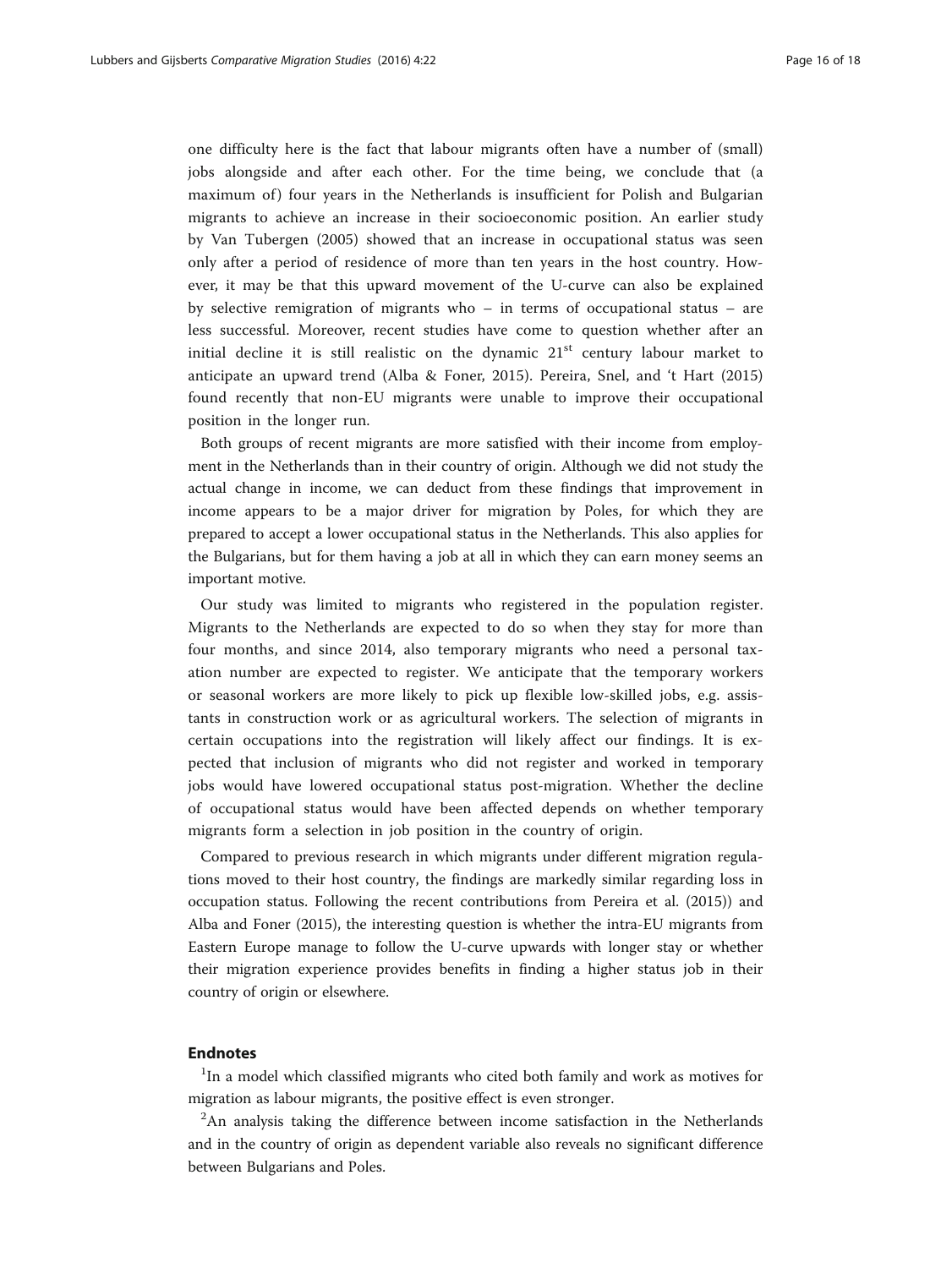one difficulty here is the fact that labour migrants often have a number of (small) jobs alongside and after each other. For the time being, we conclude that (a maximum of) four years in the Netherlands is insufficient for Polish and Bulgarian migrants to achieve an increase in their socioeconomic position. An earlier study by Van Tubergen (2005) showed that an increase in occupational status was seen only after a period of residence of more than ten years in the host country. However, it may be that this upward movement of the U-curve can also be explained by selective remigration of migrants who – in terms of occupational status – are less successful. Moreover, recent studies have come to question whether after an initial decline it is still realistic on the dynamic 21st century labour market to anticipate an upward trend (Alba & Foner, 2015). Pereira, Snel, and 't Hart (2015) found recently that non-EU migrants were unable to improve their occupational position in the longer run.

Both groups of recent migrants are more satisfied with their income from employment in the Netherlands than in their country of origin. Although we did not study the actual change in income, we can deduct from these findings that improvement in income appears to be a major driver for migration by Poles, for which they are prepared to accept a lower occupational status in the Netherlands. This also applies for the Bulgarians, but for them having a job at all in which they can earn money seems an important motive.

Our study was limited to migrants who registered in the population register. Migrants to the Netherlands are expected to do so when they stay for more than four months, and since 2014, also temporary migrants who need a personal taxation number are expected to register. We anticipate that the temporary workers or seasonal workers are more likely to pick up flexible low-skilled jobs, e.g. assistants in construction work or as agricultural workers. The selection of migrants in certain occupations into the registration will likely affect our findings. It is expected that inclusion of migrants who did not register and worked in temporary jobs would have lowered occupational status post-migration. Whether the decline of occupational status would have been affected depends on whether temporary migrants form a selection in job position in the country of origin.

Compared to previous research in which migrants under different migration regulations moved to their host country, the findings are markedly similar regarding loss in occupation status. Following the recent contributions from Pereira et al. (2015)) and Alba and Foner (2015), the interesting question is whether the intra-EU migrants from Eastern Europe manage to follow the U-curve upwards with longer stay or whether their migration experience provides benefits in finding a higher status job in their country of origin or elsewhere.

## Endnotes

[1]In a model which classified migrants who cited both family and work as motives for migration as labour migrants, the positive effect is even stronger.

[2]An analysis taking the difference between income satisfaction in the Netherlands and in the country of origin as dependent variable also reveals no significant difference between Bulgarians and Poles.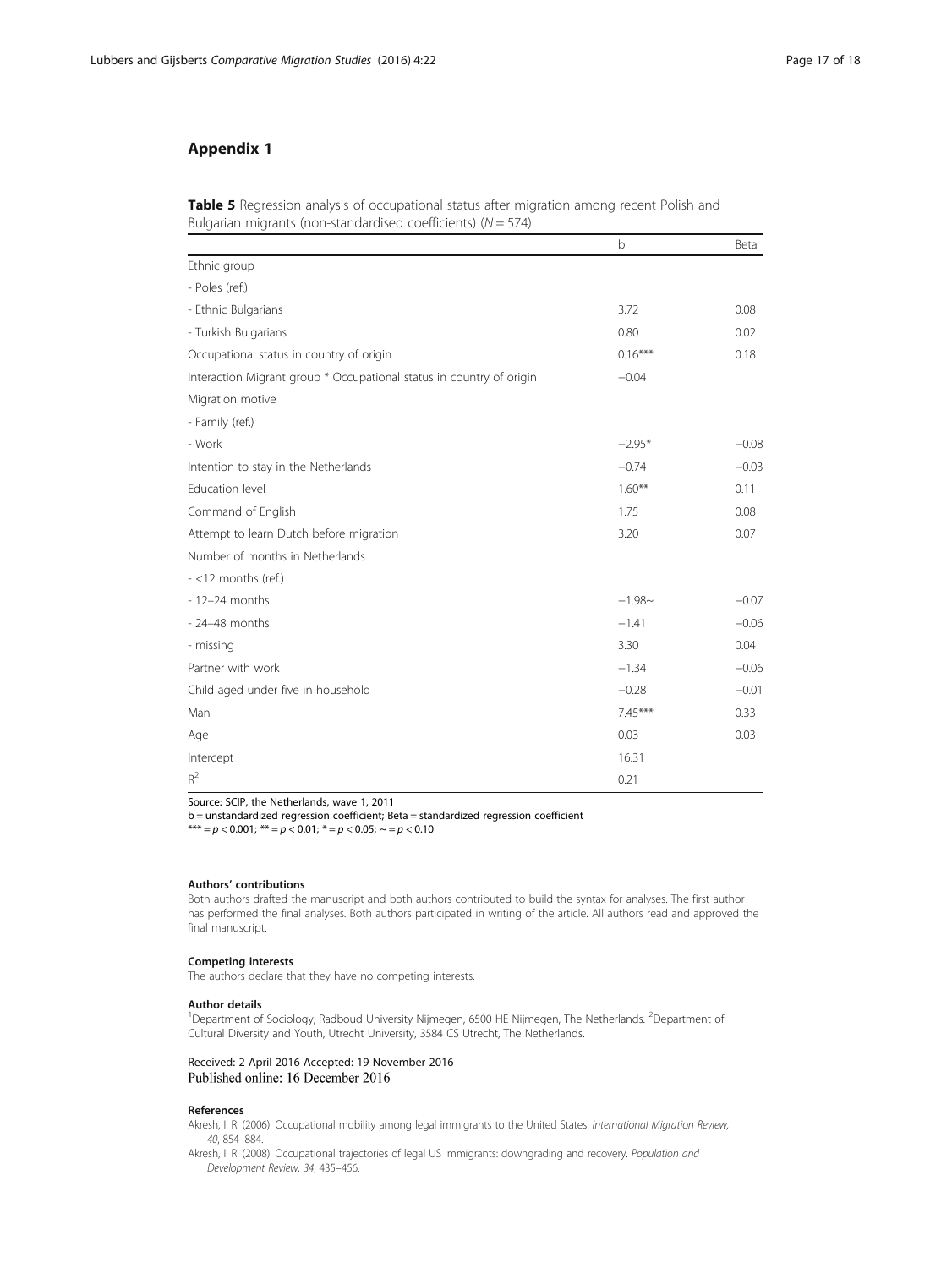## Appendix 1

**Table 5** Regression analysis of occupational status after migration among recent Polish and Bulgarian migrants (non-standardised coefficients) ($N = 574$)

| | b | Beta |
|---|---|---|
| Ethnic group | | |
| - Poles (ref.) | | |
| - Ethnic Bulgarians | 3.72 | 0.08 |
| - Turkish Bulgarians | 0.80 | 0.02 |
| Occupational status in country of origin | 0.16*** | 0.18 |
| Interaction Migrant group * Occupational status in country of origin | −0.04 | |
| Migration motive | | |
| - Family (ref.) | | |
| - Work | −2.95* | −0.08 |
| Intention to stay in the Netherlands | −0.74 | −0.03 |
| Education level | 1.60** | 0.11 |
| Command of English | 1.75 | 0.08 |
| Attempt to learn Dutch before migration | 3.20 | 0.07 |
| Number of months in Netherlands | | |
| - <12 months (ref.) | | |
| - 12–24 months | −1.98~ | −0.07 |
| - 24–48 months | −1.41 | −0.06 |
| - missing | 3.30 | 0.04 |
| Partner with work | −1.34 | −0.06 |
| Child aged under five in household | −0.28 | −0.01 |
| Man | 7.45*** | 0.33 |
| Age | 0.03 | 0.03 |
| Intercept | 16.31 | |
| $R^2$ | 0.21 | |

Source: SCIP, the Netherlands, wave 1, 2011

b = unstandardized regression coefficient; Beta = standardized regression coefficient

*** = $p < 0.001$; ** = $p < 0.01$; * = $p < 0.05$; ~ = $p < 0.10$

#### Authors' contributions

Both authors drafted the manuscript and both authors contributed to build the syntax for analyses. The first author has performed the final analyses. Both authors participated in writing of the article. All authors read and approved the final manuscript.

#### Competing interests

The authors declare that they have no competing interests.

#### Author details

[1]Department of Sociology, Radboud University Nijmegen, 6500 HE Nijmegen, The Netherlands. [2]Department of Cultural Diversity and Youth, Utrecht University, 3584 CS Utrecht, The Netherlands.

Received: 2 April 2016 Accepted: 19 November 2016
Published online: 16 December 2016

#### References

Akresh, I. R. (2006). Occupational mobility among legal immigrants to the United States. *International Migration Review, 40*, 854–884.

Akresh, I. R. (2008). Occupational trajectories of legal US immigrants: downgrading and recovery. *Population and Development Review, 34*, 435–456.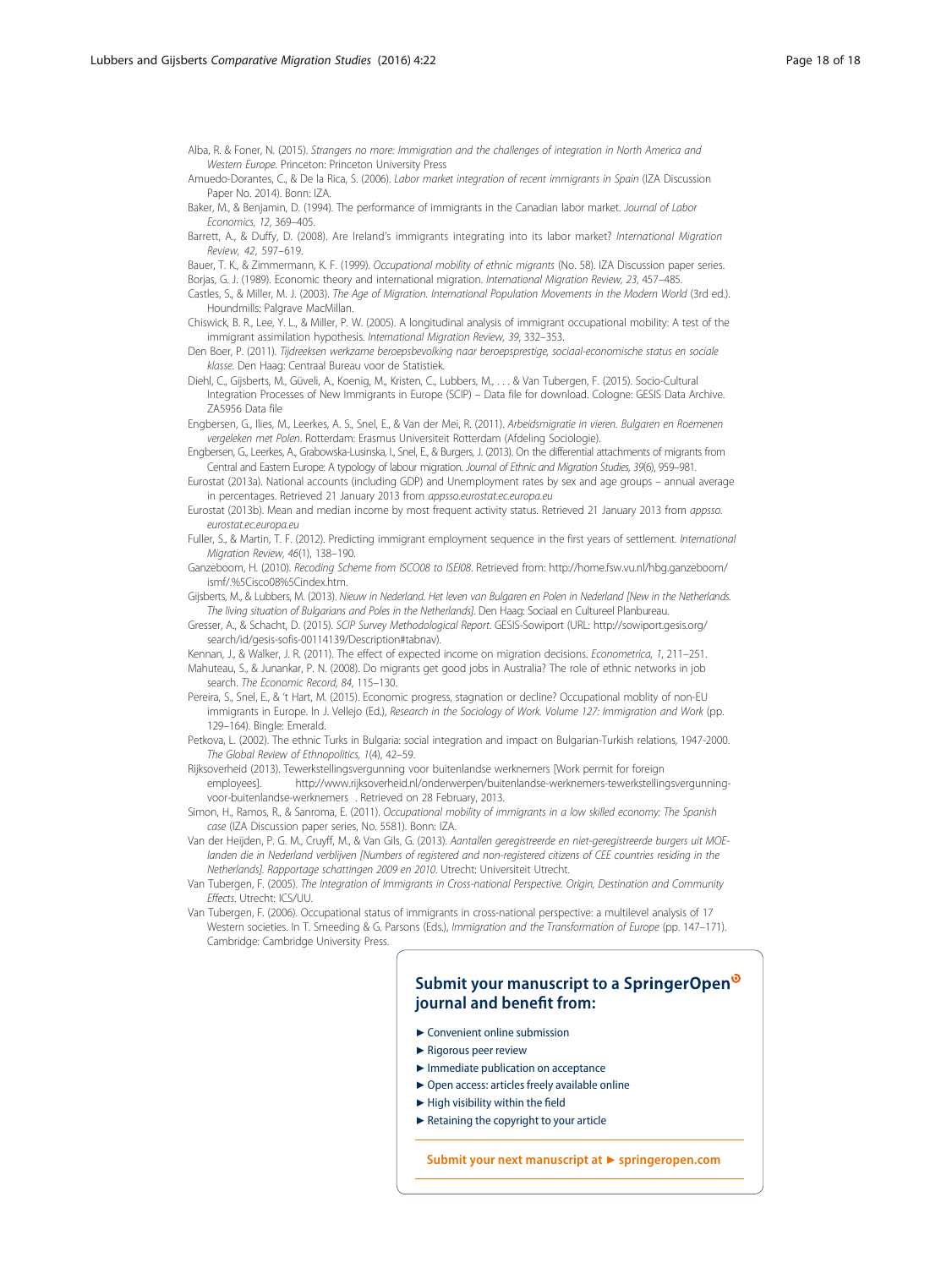Alba, R. & Foner, N. (2015). *Strangers no more: Immigration and the challenges of integration in North America and Western Europe*. Princeton: Princeton University Press

Amuedo-Dorantes, C., & De la Rica, S. (2006). *Labor market integration of recent immigrants in Spain* (IZA Discussion Paper No. 2014). Bonn: IZA.

Baker, M., & Benjamin, D. (1994). The performance of immigrants in the Canadian labor market. *Journal of Labor Economics, 12*, 369–405.

Barrett, A., & Duffy, D. (2008). Are Ireland's immigrants integrating into its labor market? *International Migration Review, 42*, 597–619.

Bauer, T. K., & Zimmermann, K. F. (1999). *Occupational mobility of ethnic migrants* (No. 58). IZA Discussion paper series.

Borjas, G. J. (1989). Economic theory and international migration. *International Migration Review, 23*, 457–485.

Castles, S., & Miller, M. J. (2003). *The Age of Migration. International Population Movements in the Modern World* (3rd ed.). Houndmills: Palgrave MacMillan.

Chiswick, B. R., Lee, Y. L., & Miller, P. W. (2005). A longitudinal analysis of immigrant occupational mobility: A test of the immigrant assimilation hypothesis. *International Migration Review, 39*, 332–353.

Den Boer, P. (2011). *Tijdreeksen werkzame beroepsbevolking naar beroepsprestige, sociaal-economische status en sociale klasse*. Den Haag: Centraal Bureau voor de Statistiek.

Diehl, C., Gijsberts, M., Güveli, A., Koenig, M., Kristen, C., Lubbers, M., . . . & Van Tubergen, F. (2015). Socio-Cultural Integration Processes of New Immigrants in Europe (SCIP) – Data file for download. Cologne: GESIS Data Archive. ZA5956 Data file

Engbersen, G., Ilies, M., Leerkes, A. S., Snel, E., & Van der Mei, R. (2011). *Arbeidsmigratie in vieren. Bulgaren en Roemenen vergeleken met Polen*. Rotterdam: Erasmus Universiteit Rotterdam (Afdeling Sociologie).

Engbersen, G., Leerkes, A., Grabowska-Lusinska, I., Snel, E., & Burgers, J. (2013). On the differential attachments of migrants from Central and Eastern Europe: A typology of labour migration. *Journal of Ethnic and Migration Studies, 39*(6), 959–981.

Eurostat (2013a). National accounts (including GDP) and Unemployment rates by sex and age groups – annual average in percentages. Retrieved 21 January 2013 from *appsso.eurostat.ec.europa.eu*

Eurostat (2013b). Mean and median income by most frequent activity status. Retrieved 21 January 2013 from *appsso.eurostat.ec.europa.eu*

Fuller, S., & Martin, T. F. (2012). Predicting immigrant employment sequence in the first years of settlement. *International Migration Review, 46*(1), 138–190.

Ganzeboom, H. (2010). *Recoding Scheme from ISCO08 to ISEI08*. Retrieved from: http://home.fsw.vu.nl/hbg.ganzeboom/ismf/.%5Cisco08%5Cindex.htm.

Gijsberts, M., & Lubbers, M. (2013). *Nieuw in Nederland. Het leven van Bulgaren en Polen in Nederland [New in the Netherlands. The living situation of Bulgarians and Poles in the Netherlands]*. Den Haag: Sociaal en Cultureel Planbureau.

Gresser, A., & Schacht, D. (2015). *SCIP Survey Methodological Report*. GESIS-Sowiport (URL: http://sowiport.gesis.org/search/id/gesis-sofis-00114139/Description#tabnav).

Kennan, J., & Walker, J. R. (2011). The effect of expected income on migration decisions. *Econometrica, 1*, 211–251.

Mahuteau, S., & Junankar, P. N. (2008). Do migrants get good jobs in Australia? The role of ethnic networks in job search. *The Economic Record, 84*, 115–130.

Pereira, S., Snel, E., & 't Hart, M. (2015). Economic progress, stagnation or decline? Occupational moblity of non-EU immigrants in Europe. In J. Vellejo (Ed.), *Research in the Sociology of Work. Volume 127: Immigration and Work* (pp. 129–164). Bingle: Emerald.

Petkova, L. (2002). The ethnic Turks in Bulgaria: social integration and impact on Bulgarian-Turkish relations, 1947-2000. *The Global Review of Ethnopolitics, 1*(4), 42–59.

Rijksoverheid (2013). Tewerkstellingsvergunning voor buitenlandse werknemers [Work permit for foreign employees]. http://www.rijksoverheid.nl/onderwerpen/buitenlandse-werknemers-tewerkstellingsvergunning-voor-buitenlandse-werknemers . Retrieved on 28 February, 2013.

Simon, H., Ramos, R., & Sanroma, E. (2011). *Occupational mobility of immigrants in a low skilled economy: The Spanish case* (IZA Discussion paper series, No. 5581). Bonn: IZA.

Van der Heijden, P. G. M., Cruyff, M., & Van Gils, G. (2013). *Aantallen geregistreerde en niet-geregistreerde burgers uit MOE-landen die in Nederland verblijven [Numbers of registered and non-registered citizens of CEE countries residing in the Netherlands]. Rapportage schattingen 2009 en 2010*. Utrecht: Universiteit Utrecht.

Van Tubergen, F. (2005). *The Integration of Immigrants in Cross-national Perspective. Origin, Destination and Community Effects*. Utrecht: ICS/UU.

Van Tubergen, F. (2006). Occupational status of immigrants in cross-national perspective: a multilevel analysis of 17 Western societies. In T. Smeeding & G. Parsons (Eds.), *Immigration and the Transformation of Europe* (pp. 147–171). Cambridge: Cambridge University Press.

**Submit your manuscript to a SpringerOpen journal and benefit from:**

- ► Convenient online submission
- ► Rigorous peer review
- ► Immediate publication on acceptance
- ► Open access: articles freely available online
- ► High visibility within the field
- ► Retaining the copyright to your article

**Submit your next manuscript at ► springeropen.com**